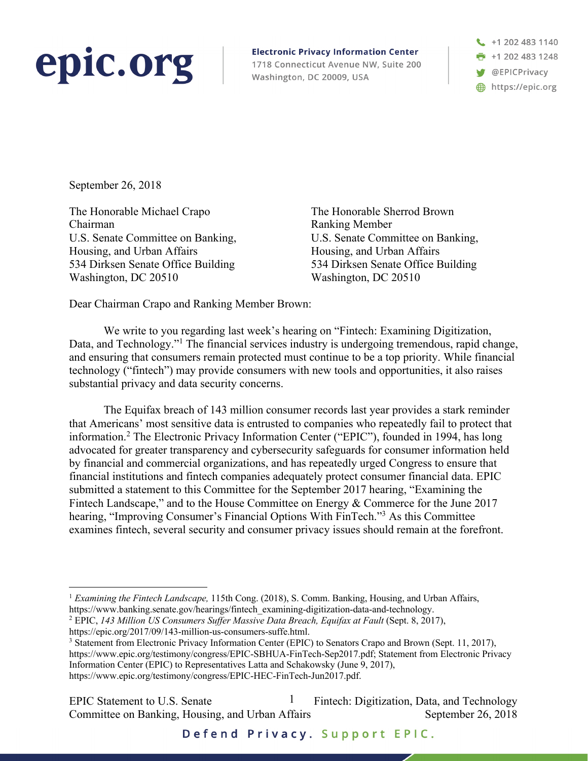epic.org

**Electronic Privacy Information Center**
1718 Connecticut Avenue NW, Suite 200
Washington, DC 20009, USA

+1 202 483 1140
+1 202 483 1248
@EPICPrivacy
https://epic.org

September 26, 2018

The Honorable Michael Crapo
Chairman
U.S. Senate Committee on Banking, Housing, and Urban Affairs
534 Dirksen Senate Office Building
Washington, DC 20510

The Honorable Sherrod Brown
Ranking Member
U.S. Senate Committee on Banking, Housing, and Urban Affairs
534 Dirksen Senate Office Building
Washington, DC 20510

Dear Chairman Crapo and Ranking Member Brown:

We write to you regarding last week's hearing on "Fintech: Examining Digitization, Data, and Technology."[1] The financial services industry is undergoing tremendous, rapid change, and ensuring that consumers remain protected must continue to be a top priority. While financial technology ("fintech") may provide consumers with new tools and opportunities, it also raises substantial privacy and data security concerns.

The Equifax breach of 143 million consumer records last year provides a stark reminder that Americans' most sensitive data is entrusted to companies who repeatedly fail to protect that information.[2] The Electronic Privacy Information Center ("EPIC"), founded in 1994, has long advocated for greater transparency and cybersecurity safeguards for consumer information held by financial and commercial organizations, and has repeatedly urged Congress to ensure that financial institutions and fintech companies adequately protect consumer financial data. EPIC submitted a statement to this Committee for the September 2017 hearing, "Examining the Fintech Landscape," and to the House Committee on Energy & Commerce for the June 2017 hearing, "Improving Consumer's Financial Options With FinTech."[3] As this Committee examines fintech, several security and consumer privacy issues should remain at the forefront.

---

[1] *Examining the Fintech Landscape,* 115th Cong. (2018), S. Comm. Banking, Housing, and Urban Affairs, https://www.banking.senate.gov/hearings/fintech_examining-digitization-data-and-technology.

[2] EPIC, *143 Million US Consumers Suffer Massive Data Breach, Equifax at Fault* (Sept. 8, 2017), https://epic.org/2017/09/143-million-us-consumers-suffe.html.

[3] Statement from Electronic Privacy Information Center (EPIC) to Senators Crapo and Brown (Sept. 11, 2017), https://www.epic.org/testimony/congress/EPIC-SBHUA-FinTech-Sep2017.pdf; Statement from Electronic Privacy Information Center (EPIC) to Representatives Latta and Schakowsky (June 9, 2017), https://www.epic.org/testimony/congress/EPIC-HEC-FinTech-Jun2017.pdf.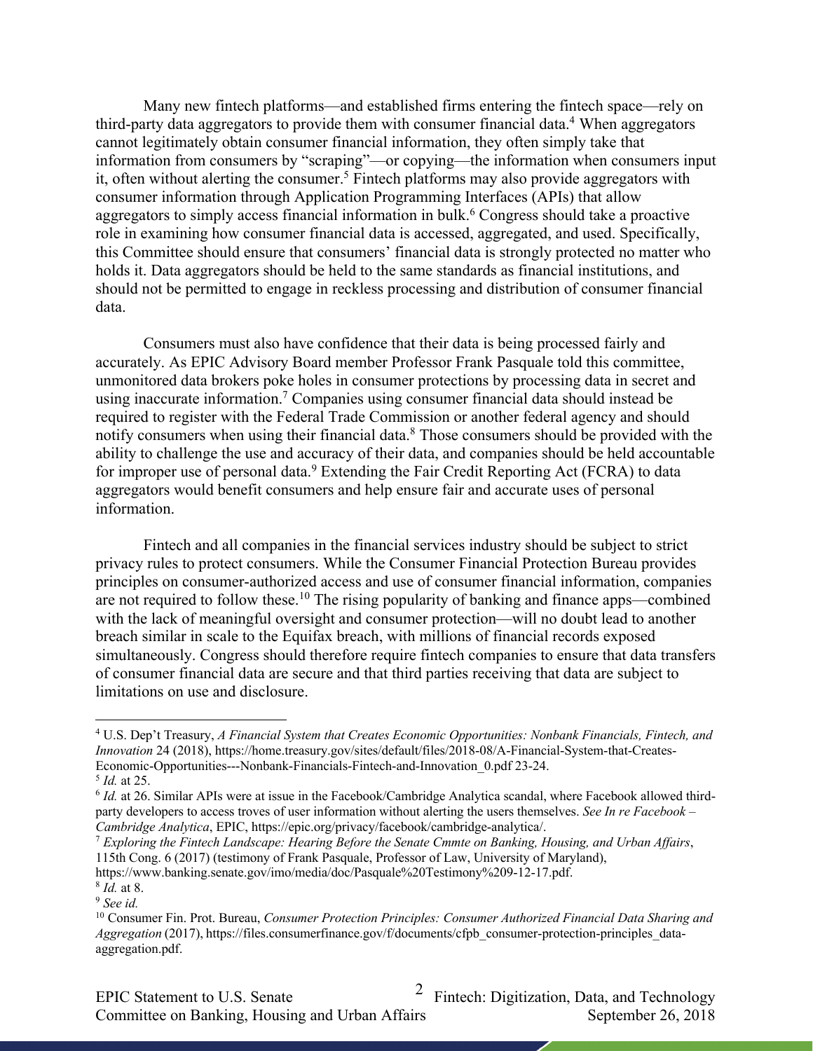Many new fintech platforms—and established firms entering the fintech space—rely on third-party data aggregators to provide them with consumer financial data.[4] When aggregators cannot legitimately obtain consumer financial information, they often simply take that information from consumers by "scraping"—or copying—the information when consumers input it, often without alerting the consumer.[5] Fintech platforms may also provide aggregators with consumer information through Application Programming Interfaces (APIs) that allow aggregators to simply access financial information in bulk.[6] Congress should take a proactive role in examining how consumer financial data is accessed, aggregated, and used. Specifically, this Committee should ensure that consumers' financial data is strongly protected no matter who holds it. Data aggregators should be held to the same standards as financial institutions, and should not be permitted to engage in reckless processing and distribution of consumer financial data.

Consumers must also have confidence that their data is being processed fairly and accurately. As EPIC Advisory Board member Professor Frank Pasquale told this committee, unmonitored data brokers poke holes in consumer protections by processing data in secret and using inaccurate information.[7] Companies using consumer financial data should instead be required to register with the Federal Trade Commission or another federal agency and should notify consumers when using their financial data.[8] Those consumers should be provided with the ability to challenge the use and accuracy of their data, and companies should be held accountable for improper use of personal data.[9] Extending the Fair Credit Reporting Act (FCRA) to data aggregators would benefit consumers and help ensure fair and accurate uses of personal information.

Fintech and all companies in the financial services industry should be subject to strict privacy rules to protect consumers. While the Consumer Financial Protection Bureau provides principles on consumer-authorized access and use of consumer financial information, companies are not required to follow these.[10] The rising popularity of banking and finance apps—combined with the lack of meaningful oversight and consumer protection—will no doubt lead to another breach similar in scale to the Equifax breach, with millions of financial records exposed simultaneously. Congress should therefore require fintech companies to ensure that data transfers of consumer financial data are secure and that third parties receiving that data are subject to limitations on use and disclosure.

---

[4] U.S. Dep't Treasury, *A Financial System that Creates Economic Opportunities: Nonbank Financials, Fintech, and Innovation* 24 (2018), https://home.treasury.gov/sites/default/files/2018-08/A-Financial-System-that-Creates-Economic-Opportunities---Nonbank-Financials-Fintech-and-Innovation_0.pdf 23-24.

[5] *Id.* at 25.

[6] *Id.* at 26. Similar APIs were at issue in the Facebook/Cambridge Analytica scandal, where Facebook allowed third-party developers to access troves of user information without alerting the users themselves. *See In re Facebook – Cambridge Analytica*, EPIC, https://epic.org/privacy/facebook/cambridge-analytica/.

[7] *Exploring the Fintech Landscape: Hearing Before the Senate Cmmte on Banking, Housing, and Urban Affairs*, 115th Cong. 6 (2017) (testimony of Frank Pasquale, Professor of Law, University of Maryland), https://www.banking.senate.gov/imo/media/doc/Pasquale%20Testimony%209-12-17.pdf.

[8] *Id.* at 8.

[9] *See id.*

[10] Consumer Fin. Prot. Bureau, *Consumer Protection Principles: Consumer Authorized Financial Data Sharing and Aggregation* (2017), https://files.consumerfinance.gov/f/documents/cfpb_consumer-protection-principles_data-aggregation.pdf.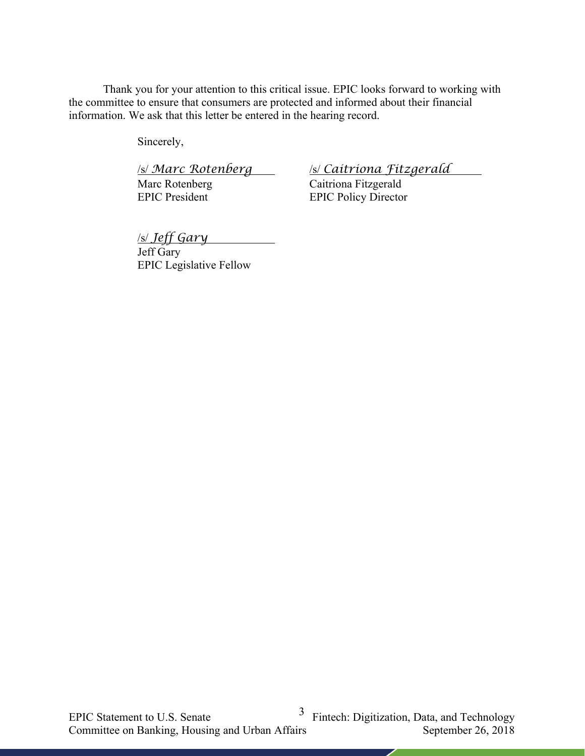Thank you for your attention to this critical issue. EPIC looks forward to working with the committee to ensure that consumers are protected and informed about their financial information. We ask that this letter be entered in the hearing record.

Sincerely,

/s/ *Marc Rotenberg*
Marc Rotenberg
EPIC President

/s/ *Caitriona Fitzgerald*
Caitriona Fitzgerald
EPIC Policy Director

/s/ *Jeff Gary*
Jeff Gary
EPIC Legislative Fellow